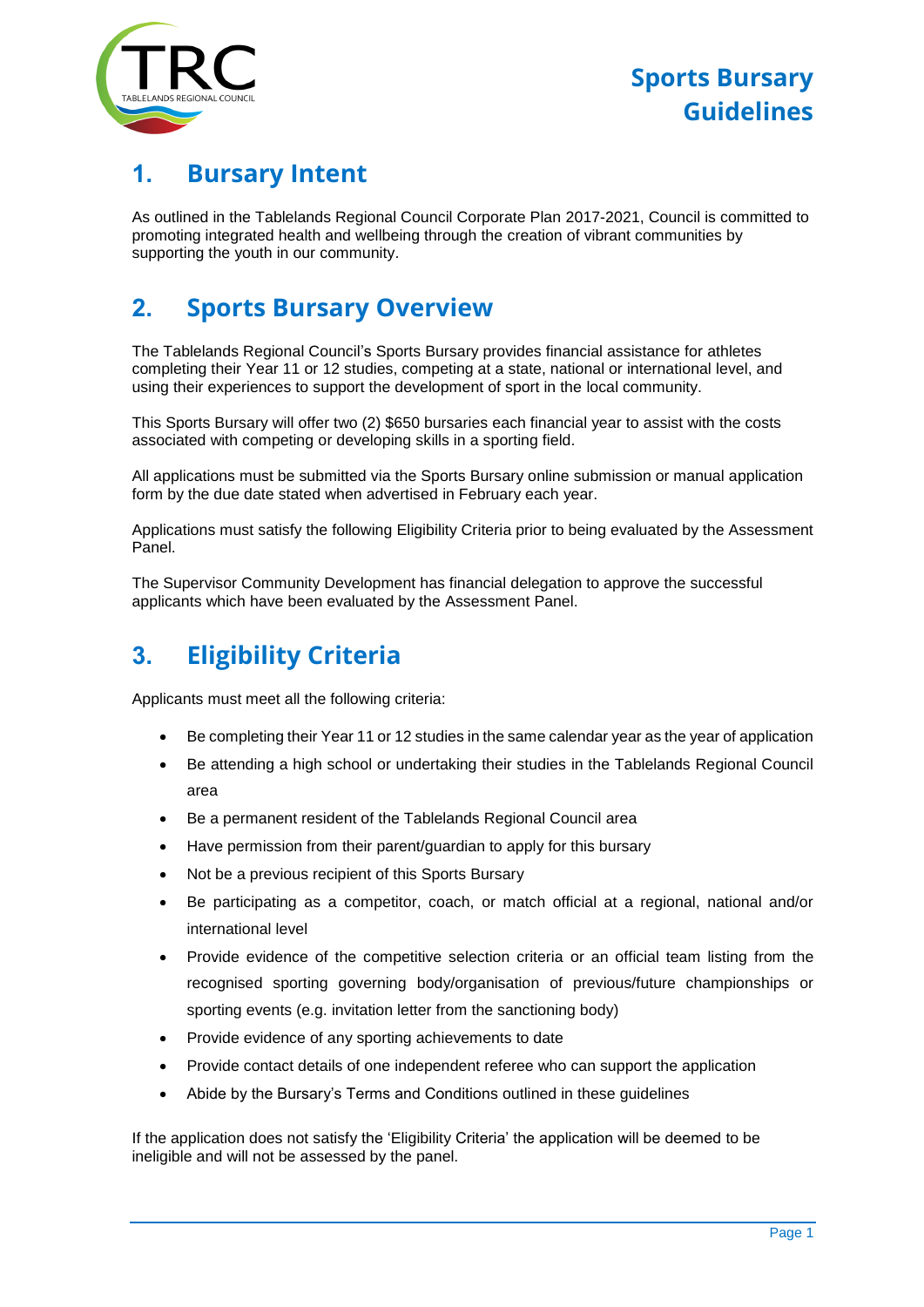# Sports Bursary Guidelines

## 1. Bursary Intent

As outlined in the Tablelands Regional Council Corporate Plan 2017-2021, Council is committed to promoting integrated health and wellbeing through the creation of vibrant communities by supporting the youth in our community.

## 2. Sports Bursary Overview

The Tablelands Regional Council's Sports Bursary provides financial assistance for athletes completing their Year 11 or 12 studies, competing at a state, national or international level, and using their experiences to support the development of sport in the local community.

This Sports Bursary will offer two (2) $650 bursaries each financial year to assist with the costs associated with competing or developing skills in a sporting field.

All applications must be submitted via the Sports Bursary online submission or manual application form by the due date stated when advertised in February each year.

Applications must satisfy the following Eligibility Criteria prior to being evaluated by the Assessment Panel.

The Supervisor Community Development has financial delegation to approve the successful applicants which have been evaluated by the Assessment Panel.

## 3. Eligibility Criteria

Applicants must meet all the following criteria:

- Be completing their Year 11 or 12 studies in the same calendar year as the year of application
- Be attending a high school or undertaking their studies in the Tablelands Regional Council area
- Be a permanent resident of the Tablelands Regional Council area
- Have permission from their parent/guardian to apply for this bursary
- Not be a previous recipient of this Sports Bursary
- Be participating as a competitor, coach, or match official at a regional, national and/or international level
- Provide evidence of the competitive selection criteria or an official team listing from the recognised sporting governing body/organisation of previous/future championships or sporting events (e.g. invitation letter from the sanctioning body)
- Provide evidence of any sporting achievements to date
- Provide contact details of one independent referee who can support the application
- Abide by the Bursary's Terms and Conditions outlined in these guidelines

If the application does not satisfy the 'Eligibility Criteria' the application will be deemed to be ineligible and will not be assessed by the panel.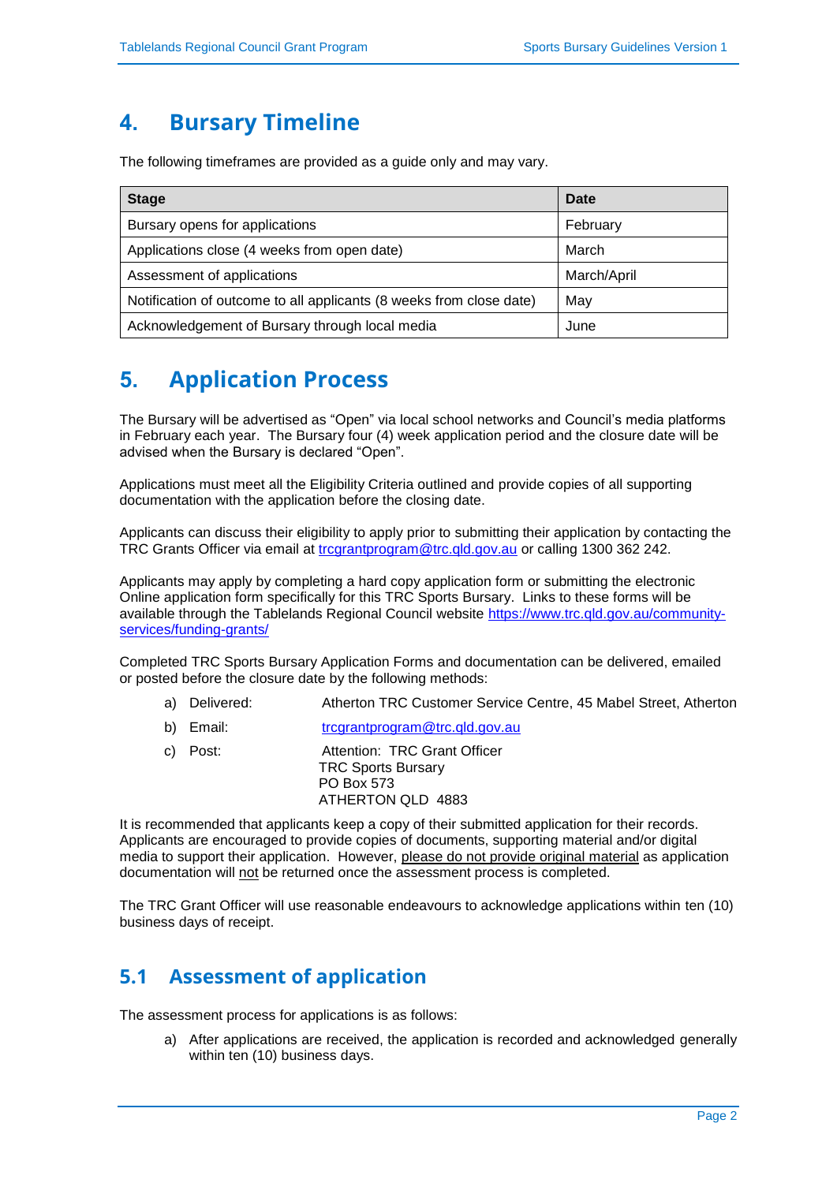## 4. Bursary Timeline

The following timeframes are provided as a guide only and may vary.

| Stage | Date |
|---|---|
| Bursary opens for applications | February |
| Applications close (4 weeks from open date) | March |
| Assessment of applications | March/April |
| Notification of outcome to all applicants (8 weeks from close date) | May |
| Acknowledgement of Bursary through local media | June |

## 5. Application Process

The Bursary will be advertised as "Open" via local school networks and Council's media platforms in February each year. The Bursary four (4) week application period and the closure date will be advised when the Bursary is declared "Open".

Applications must meet all the Eligibility Criteria outlined and provide copies of all supporting documentation with the application before the closing date.

Applicants can discuss their eligibility to apply prior to submitting their application by contacting the TRC Grants Officer via email at trcgrantprogram@trc.qld.gov.au or calling 1300 362 242.

Applicants may apply by completing a hard copy application form or submitting the electronic Online application form specifically for this TRC Sports Bursary. Links to these forms will be available through the Tablelands Regional Council website https://www.trc.qld.gov.au/community-services/funding-grants/

Completed TRC Sports Bursary Application Forms and documentation can be delivered, emailed or posted before the closure date by the following methods:

a) Delivered: Atherton TRC Customer Service Centre, 45 Mabel Street, Atherton

b) Email: trcgrantprogram@trc.qld.gov.au

c) Post: Attention: TRC Grant Officer
TRC Sports Bursary
PO Box 573
ATHERTON QLD 4883

It is recommended that applicants keep a copy of their submitted application for their records. Applicants are encouraged to provide copies of documents, supporting material and/or digital media to support their application. However, please do not provide original material as application documentation will not be returned once the assessment process is completed.

The TRC Grant Officer will use reasonable endeavours to acknowledge applications within ten (10) business days of receipt.

### 5.1 Assessment of application

The assessment process for applications is as follows:

a) After applications are received, the application is recorded and acknowledged generally within ten (10) business days.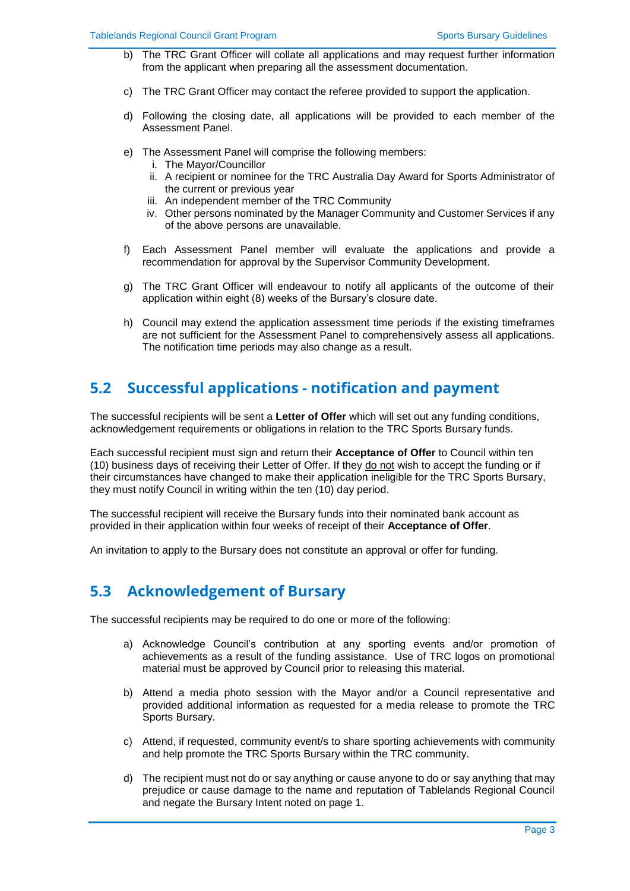b) The TRC Grant Officer will collate all applications and may request further information from the applicant when preparing all the assessment documentation.

c) The TRC Grant Officer may contact the referee provided to support the application.

d) Following the closing date, all applications will be provided to each member of the Assessment Panel.

e) The Assessment Panel will comprise the following members:
   i. The Mayor/Councillor
   ii. A recipient or nominee for the TRC Australia Day Award for Sports Administrator of the current or previous year
   iii. An independent member of the TRC Community
   iv. Other persons nominated by the Manager Community and Customer Services if any of the above persons are unavailable.

f) Each Assessment Panel member will evaluate the applications and provide a recommendation for approval by the Supervisor Community Development.

g) The TRC Grant Officer will endeavour to notify all applicants of the outcome of their application within eight (8) weeks of the Bursary's closure date.

h) Council may extend the application assessment time periods if the existing timeframes are not sufficient for the Assessment Panel to comprehensively assess all applications. The notification time periods may also change as a result.

## 5.2 Successful applications - notification and payment

The successful recipients will be sent a **Letter of Offer** which will set out any funding conditions, acknowledgement requirements or obligations in relation to the TRC Sports Bursary funds.

Each successful recipient must sign and return their **Acceptance of Offer** to Council within ten (10) business days of receiving their Letter of Offer. If they do not wish to accept the funding or if their circumstances have changed to make their application ineligible for the TRC Sports Bursary, they must notify Council in writing within the ten (10) day period.

The successful recipient will receive the Bursary funds into their nominated bank account as provided in their application within four weeks of receipt of their **Acceptance of Offer**.

An invitation to apply to the Bursary does not constitute an approval or offer for funding.

## 5.3 Acknowledgement of Bursary

The successful recipients may be required to do one or more of the following:

a) Acknowledge Council's contribution at any sporting events and/or promotion of achievements as a result of the funding assistance. Use of TRC logos on promotional material must be approved by Council prior to releasing this material.

b) Attend a media photo session with the Mayor and/or a Council representative and provided additional information as requested for a media release to promote the TRC Sports Bursary.

c) Attend, if requested, community event/s to share sporting achievements with community and help promote the TRC Sports Bursary within the TRC community.

d) The recipient must not do or say anything or cause anyone to do or say anything that may prejudice or cause damage to the name and reputation of Tablelands Regional Council and negate the Bursary Intent noted on page 1.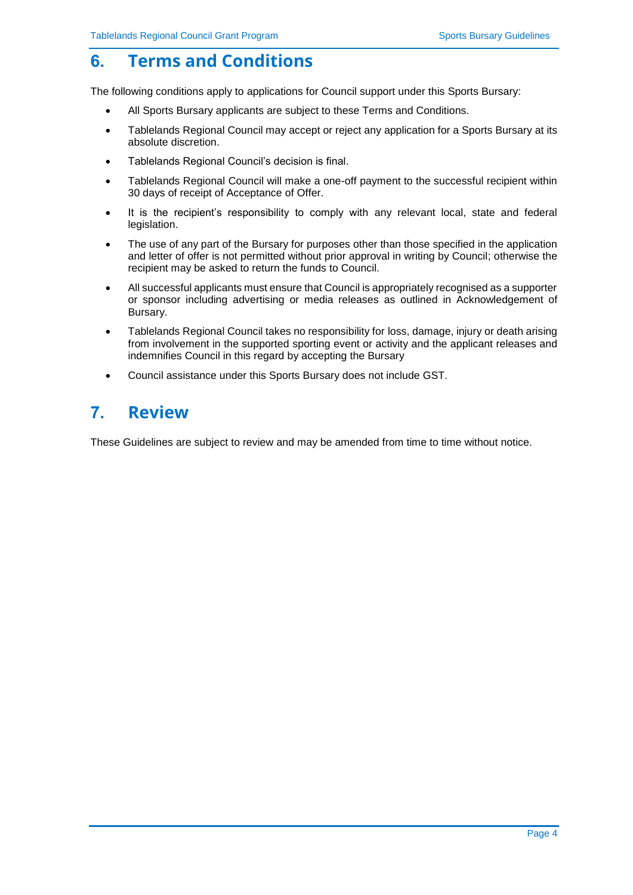## 6. Terms and Conditions

The following conditions apply to applications for Council support under this Sports Bursary:

- All Sports Bursary applicants are subject to these Terms and Conditions.
- Tablelands Regional Council may accept or reject any application for a Sports Bursary at its absolute discretion.
- Tablelands Regional Council's decision is final.
- Tablelands Regional Council will make a one-off payment to the successful recipient within 30 days of receipt of Acceptance of Offer.
- It is the recipient's responsibility to comply with any relevant local, state and federal legislation.
- The use of any part of the Bursary for purposes other than those specified in the application and letter of offer is not permitted without prior approval in writing by Council; otherwise the recipient may be asked to return the funds to Council.
- All successful applicants must ensure that Council is appropriately recognised as a supporter or sponsor including advertising or media releases as outlined in Acknowledgement of Bursary.
- Tablelands Regional Council takes no responsibility for loss, damage, injury or death arising from involvement in the supported sporting event or activity and the applicant releases and indemnifies Council in this regard by accepting the Bursary
- Council assistance under this Sports Bursary does not include GST.

## 7. Review

These Guidelines are subject to review and may be amended from time to time without notice.